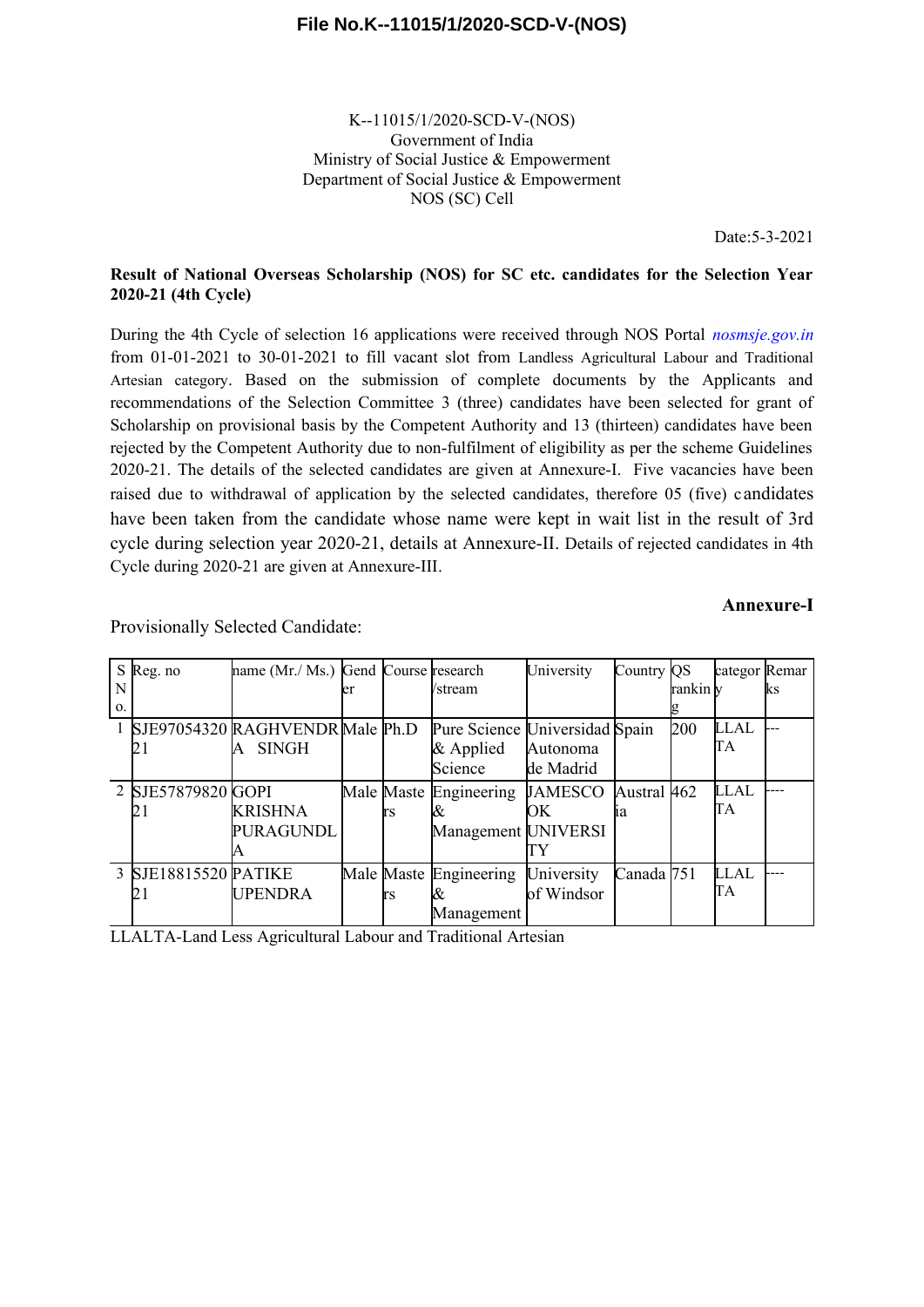**File No.K--11015/1/2020-SCD-V-(NOS)**

K--11015/1/2020-SCD-V-(NOS)
Government of India
Ministry of Social Justice & Empowerment
Department of Social Justice & Empowerment
NOS (SC) Cell

Date:5-3-2021

**Result of National Overseas Scholarship (NOS) for SC etc. candidates for the Selection Year 2020-21 (4th Cycle)**

During the 4th Cycle of selection 16 applications were received through NOS Portal *nosmsje.gov.in* from 01-01-2021 to 30-01-2021 to fill vacant slot from Landless Agricultural Labour and Traditional Artesian category. Based on the submission of complete documents by the Applicants and recommendations of the Selection Committee 3 (three) candidates have been selected for grant of Scholarship on provisional basis by the Competent Authority and 13 (thirteen) candidates have been rejected by the Competent Authority due to non-fulfilment of eligibility as per the scheme Guidelines 2020-21. The details of the selected candidates are given at Annexure-I. Five vacancies have been raised due to withdrawal of application by the selected candidates, therefore 05 (five) candidates have been taken from the candidate whose name were kept in wait list in the result of 3rd cycle during selection year 2020-21, details at Annexure-II. Details of rejected candidates in 4th Cycle during 2020-21 are given at Annexure-III.

**Annexure-I**

Provisionally Selected Candidate:

| S No. | Reg. no | name (Mr./ Ms.) | Gender | Course | research /stream | University | Country | QS ranking | category | Remarks |
|---|---|---|---|---|---|---|---|---|---|---|
| 1 | SJE9705432021 | RAGHVENDRA SINGH | Male | Ph.D | Pure Science & Applied Science | Universidad Autonoma de Madrid | Spain | 200 | LLALTA | --- |
| 2 | SJE5787982021 | GOPI KRISHNA PURAGUNDLA | Male | Masters | Engineering & Management | JAMESCOOK UNIVERSITY | Australia | 462 | LLALTA | ---- |
| 3 | SJE1881552021 | PATIKE UPENDRA | Male | Masters | Engineering & Management | University of Windsor | Canada | 751 | LLALTA | ---- |

LLALTA-Land Less Agricultural Labour and Traditional Artesian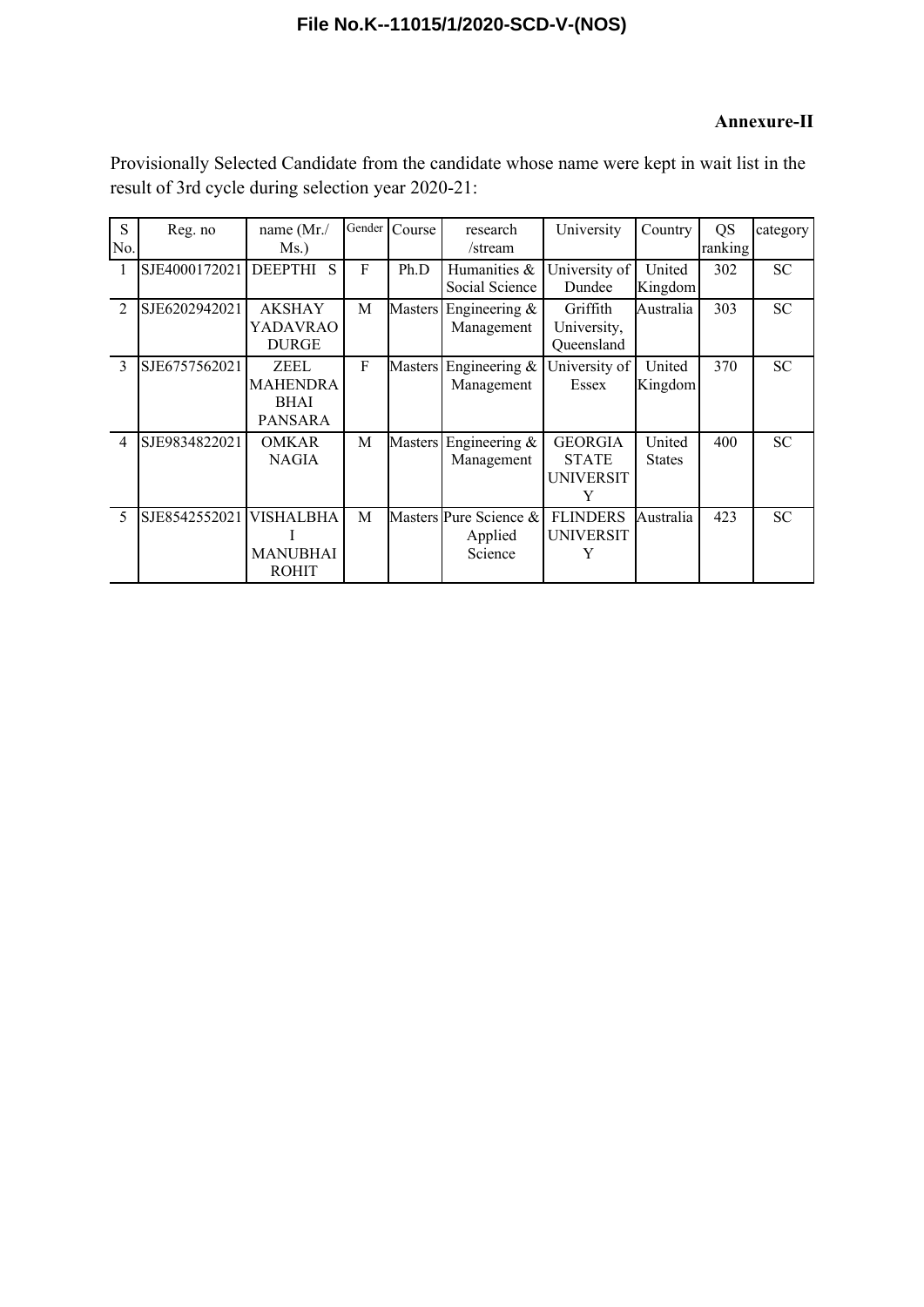**Annexure-II**

Provisionally Selected Candidate from the candidate whose name were kept in wait list in the result of 3rd cycle during selection year 2020-21:

| S No. | Reg. no | name (Mr./ Ms.) | Gender | Course | research /stream | University | Country | QS ranking | category |
|---|---|---|---|---|---|---|---|---|---|
| 1 | SJE4000172021 | DEEPTHI S | F | Ph.D | Humanities & Social Science | University of Dundee | United Kingdom | 302 | SC |
| 2 | SJE6202942021 | AKSHAY YADAVRAO DURGE | M | Masters | Engineering & Management | Griffith University, Queensland | Australia | 303 | SC |
| 3 | SJE6757562021 | ZEEL MAHENDRA BHAI PANSARA | F | Masters | Engineering & Management | University of Essex | United Kingdom | 370 | SC |
| 4 | SJE9834822021 | OMKAR NAGIA | M | Masters | Engineering & Management | GEORGIA STATE UNIVERSITY | United States | 400 | SC |
| 5 | SJE8542552021 | VISHALBHAI MANUBHAI ROHIT | M | Masters | Pure Science & Applied Science | FLINDERS UNIVERSITY | Australia | 423 | SC |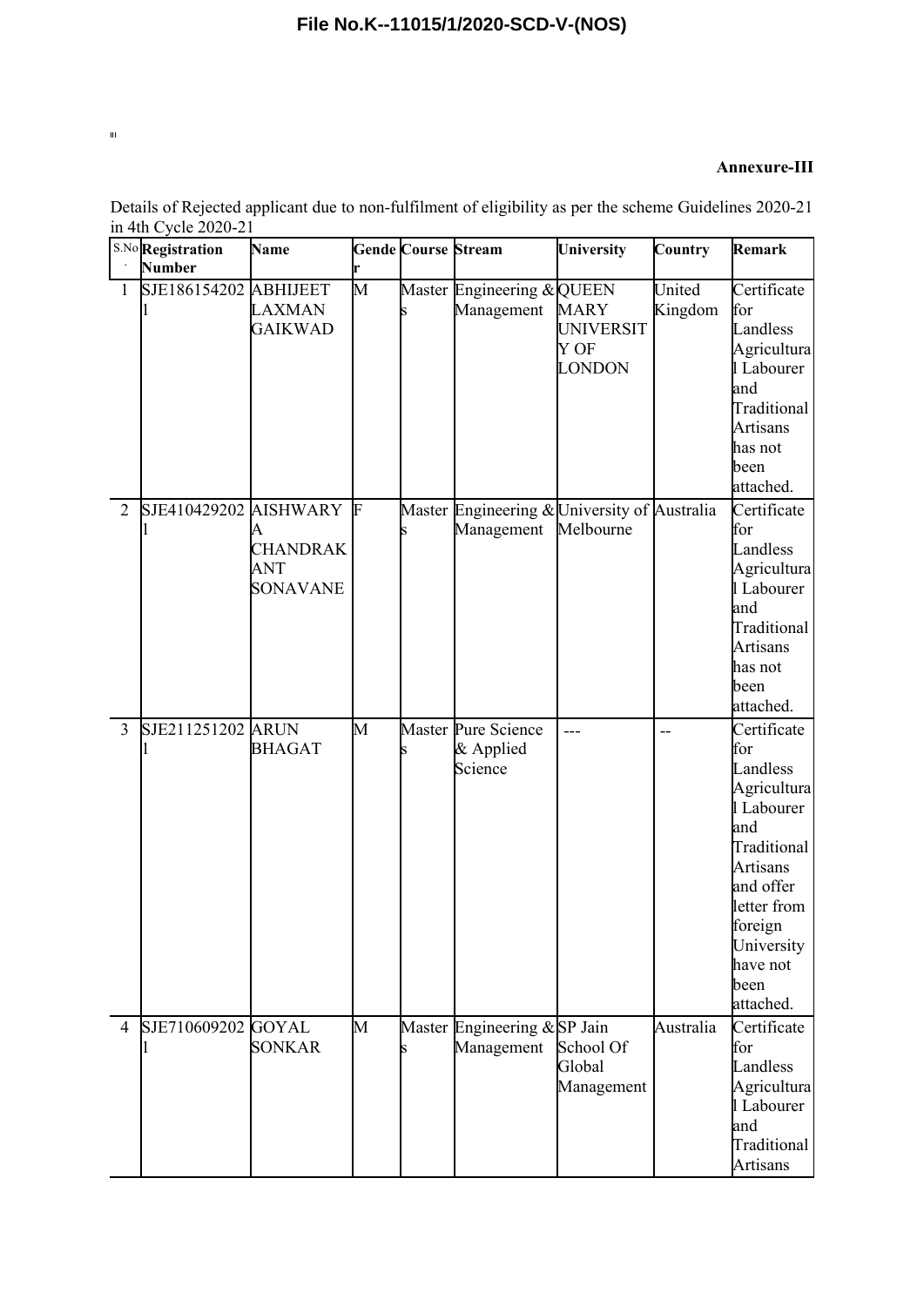**File No.K--11015/1/2020-SCD-V-(NOS)**

**Annexure-III**

Details of Rejected applicant due to non-fulfilment of eligibility as per the scheme Guidelines 2020-21 in 4th Cycle 2020-21

| S.No. | Registration Number | Name | Gender | Course | Stream | University | Country | Remark |
|---|---|---|---|---|---|---|---|---|
| 1 | SJE1861542021 | ABHIJEET LAXMAN GAIKWAD | M | Masters | Engineering & Management | QUEEN MARY UNIVERSITY OF LONDON | United Kingdom | Certificate for Landless Agricultural Labourer and Traditional Artisans has not been attached. |
| 2 | SJE4104292021 | AISHWARYA CHANDRAKANT SONAVANE | F | Masters | Engineering & Management | University of Melbourne | Australia | Certificate for Landless Agricultural Labourer and Traditional Artisans has not been attached. |
| 3 | SJE2112512021 | ARUN BHAGAT | M | Masters | Pure Science & Applied Science | --- | -- | Certificate for Landless Agricultural Labourer and Traditional Artisans and offer letter from foreign University have not been attached. |
| 4 | SJE7106092021 | GOYAL SONKAR | M | Masters | Engineering & Management | SP Jain School Of Global Management | Australia | Certificate for Landless Agricultural Labourer and Traditional Artisans |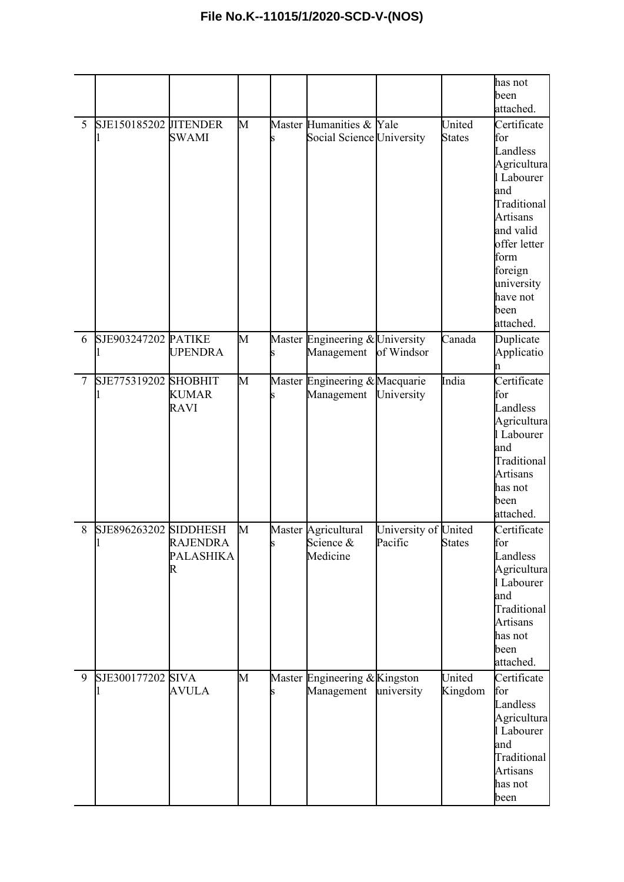File No.K--11015/1/2020-SCD-V-(NOS)

| | | | | | | | | |
|---|---|---|---|---|---|---|---|---|
| | | | | | | | | has not been attached. |
| 5 | SJE1501852021 | JITENDER SWAMI | M | Masters | Humanities & Social Science | Yale University | United States | Certificate for Landless Agricultural Labourer and Traditional Artisans and valid offer letter form foreign university have not been attached. |
| 6 | SJE9032472021 | PATIKE UPENDRA | M | Masters | Engineering & Management | University of Windsor | Canada | Duplicate Application |
| 7 | SJE7753192021 | SHOBHIT KUMAR RAVI | M | Masters | Engineering & Management | Macquarie University | India | Certificate for Landless Agricultural Labourer and Traditional Artisans has not been attached. |
| 8 | SJE8962632021 | SIDDHESH RAJENDRA PALASHIKAR | M | Masters | Agricultural Science & Medicine | University of Pacific | United States | Certificate for Landless Agricultural Labourer and Traditional Artisans has not been attached. |
| 9 | SJE3001772021 | SIVA AVULA | M | Masters | Engineering & Management | Kingston university | United Kingdom | Certificate for Landless Agricultural Labourer and Traditional Artisans has not been |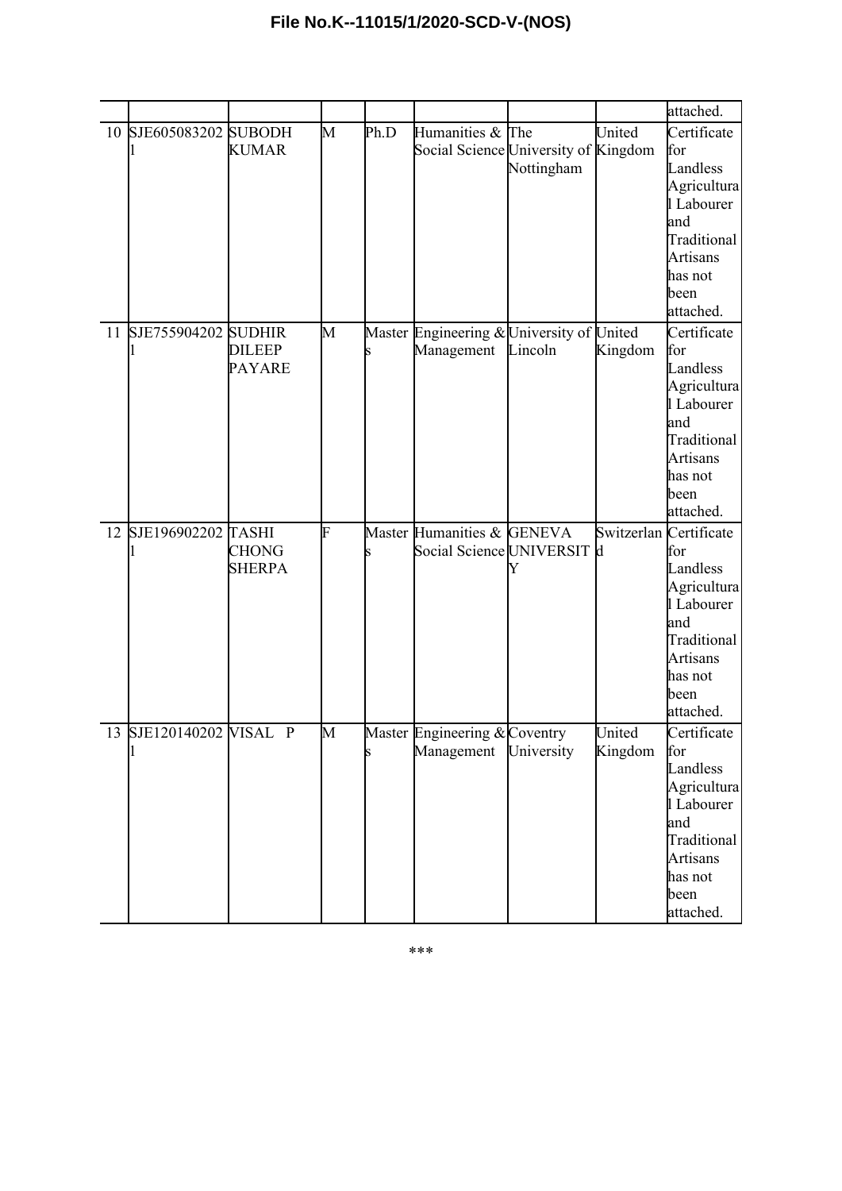| | | | | | | | | |
|---|---|---|---|---|---|---|---|---|
| | | | | | | | | attached. |
| 10 | SJE6050832021 | SUBODH KUMAR | M | Ph.D | Humanities & Social Science | The University of Nottingham | United Kingdom | Certificate for Landless Agricultural Labourer and Traditional Artisans has not been attached. |
| 11 | SJE7559042021 | SUDHIR DILEEP PAYARE | M | Masters | Engineering & Management | University of Lincoln | United Kingdom | Certificate for Landless Agricultural Labourer and Traditional Artisans has not been attached. |
| 12 | SJE1969022021 | TASHI CHONG SHERPA | F | Masters | Humanities & Social Science | GENEVA UNIVERSITY | Switzerland | Certificate for Landless Agricultural Labourer and Traditional Artisans has not been attached. |
| 13 | SJE1201402021 | VISAL P | M | Masters | Engineering & Management | Coventry University | United Kingdom | Certificate for Landless Agricultural Labourer and Traditional Artisans has not been attached. |

***